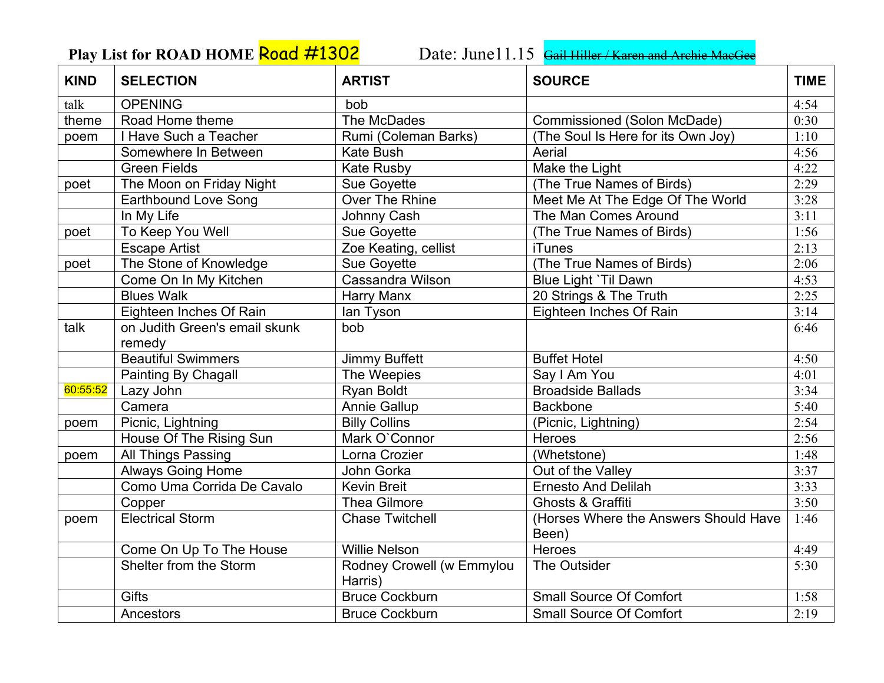**Play List for ROAD HOME Road #1302** Date: June11.15 ~~Gail Hiller / Karen and Archie MacGee~~

| KIND | SELECTION | ARTIST | SOURCE | TIME |
|---|---|---|---|---|
| talk | OPENING | bob | | 4:54 |
| theme | Road Home theme | The McDades | Commissioned (Solon McDade) | 0:30 |
| poem | I Have Such a Teacher | Rumi (Coleman Barks) | (The Soul Is Here for its Own Joy) | 1:10 |
| | Somewhere In Between | Kate Bush | Aerial | 4:56 |
| | Green Fields | Kate Rusby | Make the Light | 4:22 |
| poet | The Moon on Friday Night | Sue Goyette | (The True Names of Birds) | 2:29 |
| | Earthbound Love Song | Over The Rhine | Meet Me At The Edge Of The World | 3:28 |
| | In My Life | Johnny Cash | The Man Comes Around | 3:11 |
| poet | To Keep You Well | Sue Goyette | (The True Names of Birds) | 1:56 |
| | Escape Artist | Zoe Keating, cellist | iTunes | 2:13 |
| poet | The Stone of Knowledge | Sue Goyette | (The True Names of Birds) | 2:06 |
| | Come On In My Kitchen | Cassandra Wilson | Blue Light `Til Dawn | 4:53 |
| | Blues Walk | Harry Manx | 20 Strings & The Truth | 2:25 |
| | Eighteen Inches Of Rain | Ian Tyson | Eighteen Inches Of Rain | 3:14 |
| talk | on Judith Green's email skunk remedy | bob | | 6:46 |
| | Beautiful Swimmers | Jimmy Buffett | Buffet Hotel | 4:50 |
| | Painting By Chagall | The Weepies | Say I Am You | 4:01 |
| 60:55:52 | Lazy John | Ryan Boldt | Broadside Ballads | 3:34 |
| | Camera | Annie Gallup | Backbone | 5:40 |
| poem | Picnic, Lightning | Billy Collins | (Picnic, Lightning) | 2:54 |
| | House Of The Rising Sun | Mark O`Connor | Heroes | 2:56 |
| poem | All Things Passing | Lorna Crozier | (Whetstone) | 1:48 |
| | Always Going Home | John Gorka | Out of the Valley | 3:37 |
| | Como Uma Corrida De Cavalo | Kevin Breit | Ernesto And Delilah | 3:33 |
| | Copper | Thea Gilmore | Ghosts & Graffiti | 3:50 |
| poem | Electrical Storm | Chase Twitchell | (Horses Where the Answers Should Have Been) | 1:46 |
| | Come On Up To The House | Willie Nelson | Heroes | 4:49 |
| | Shelter from the Storm | Rodney Crowell (w Emmylou Harris) | The Outsider | 5:30 |
| | Gifts | Bruce Cockburn | Small Source Of Comfort | 1:58 |
| | Ancestors | Bruce Cockburn | Small Source Of Comfort | 2:19 |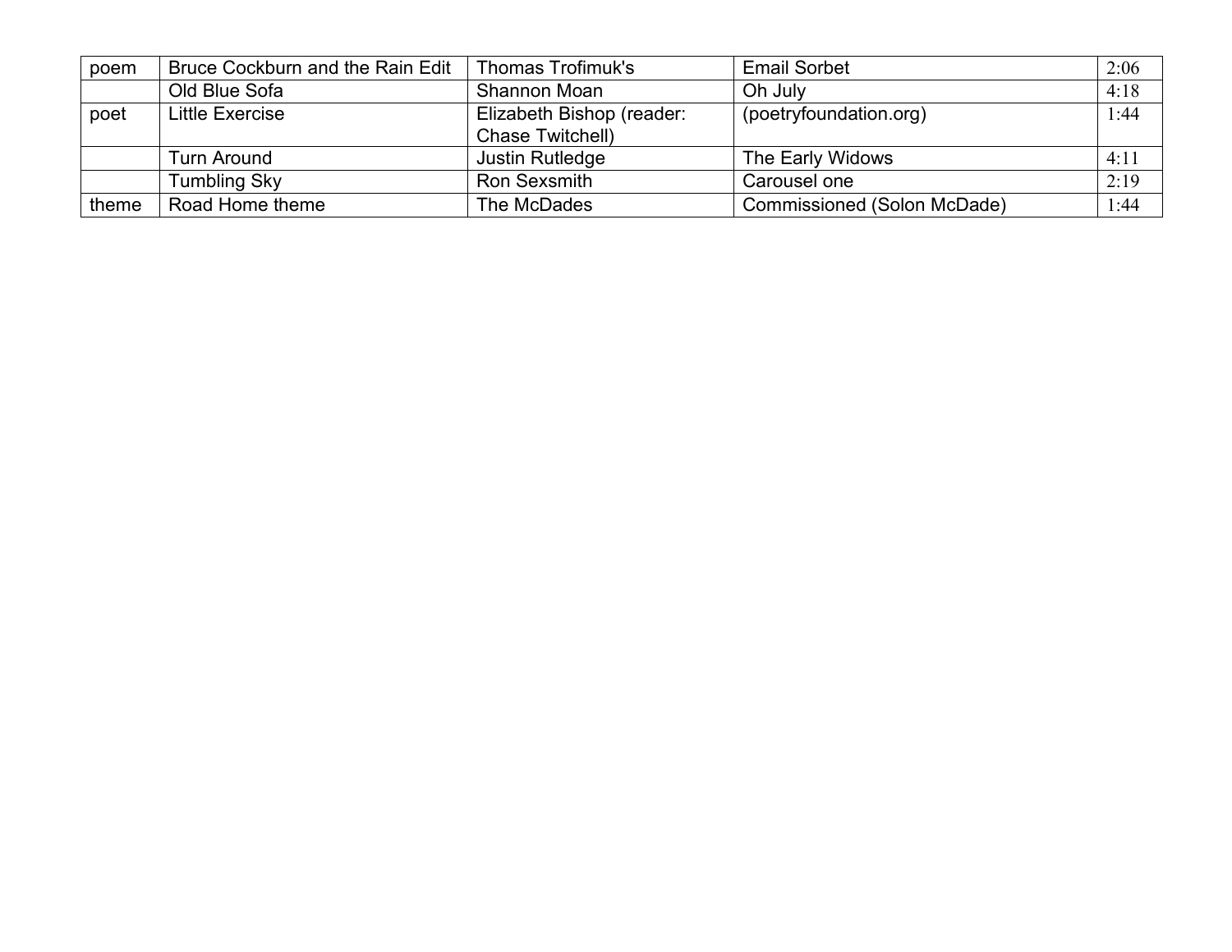| | | | | |
|---|---|---|---|---|
| poem | Bruce Cockburn and the Rain Edit | Thomas Trofimuk's | Email Sorbet | 2:06 |
| | Old Blue Sofa | Shannon Moan | Oh July | 4:18 |
| poet | Little Exercise | Elizabeth Bishop (reader: Chase Twitchell) | (poetryfoundation.org) | 1:44 |
| | Turn Around | Justin Rutledge | The Early Widows | 4:11 |
| | Tumbling Sky | Ron Sexsmith | Carousel one | 2:19 |
| theme | Road Home theme | The McDades | Commissioned (Solon McDade) | 1:44 |